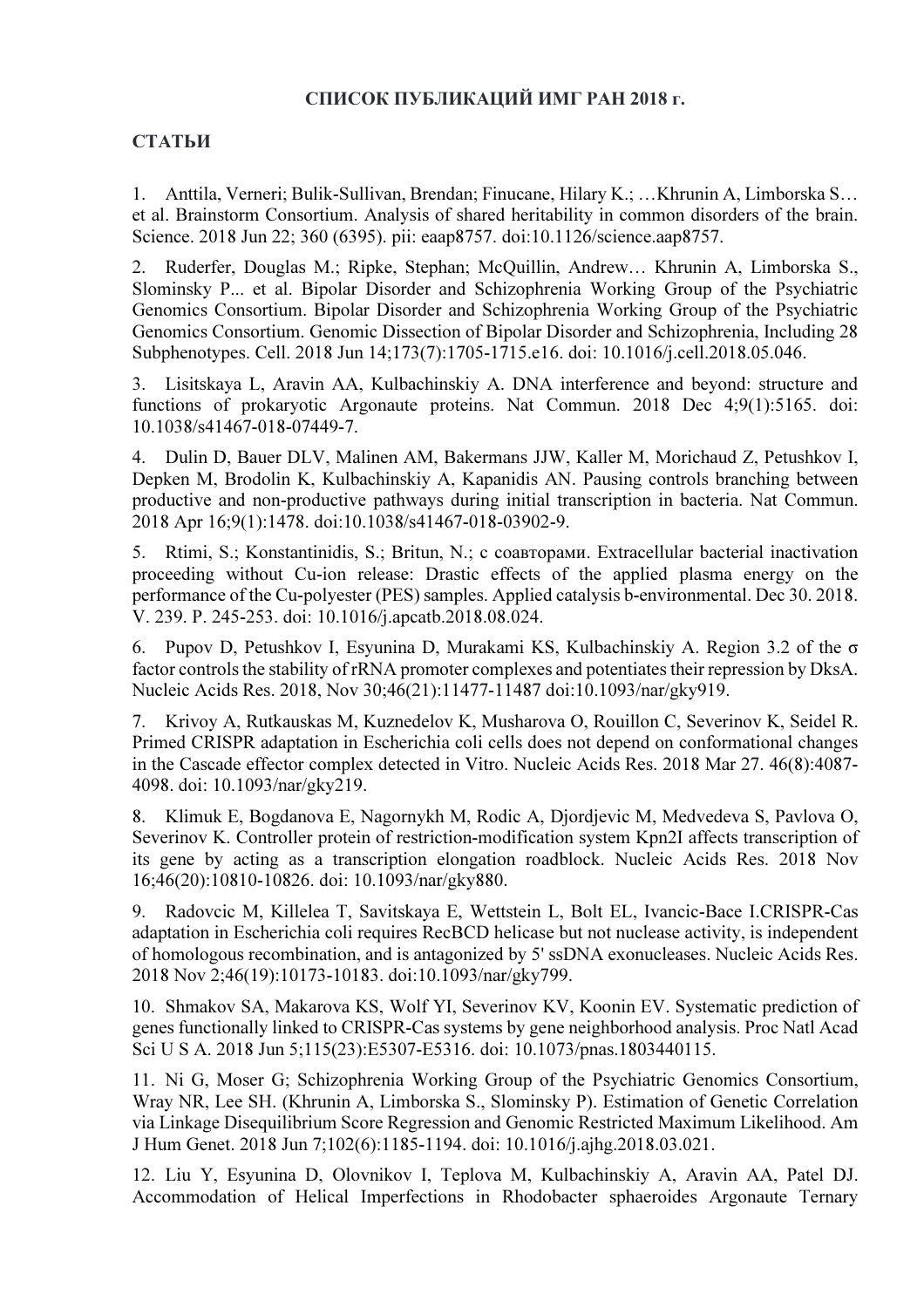**СПИСОК ПУБЛИКАЦИЙ ИМГ РАН 2018 г.**

**СТАТЬИ**

1. Anttila, Verneri; Bulik-Sullivan, Brendan; Finucane, Hilary K.; …Khrunin A, Limborska S… et al. Brainstorm Consortium. Analysis of shared heritability in common disorders of the brain. Science. 2018 Jun 22; 360 (6395). pii: eaap8757. doi:10.1126/science.aap8757.

2. Ruderfer, Douglas M.; Ripke, Stephan; McQuillin, Andrew… Khrunin A, Limborska S., Slominsky P... et al. Bipolar Disorder and Schizophrenia Working Group of the Psychiatric Genomics Consortium. Bipolar Disorder and Schizophrenia Working Group of the Psychiatric Genomics Consortium. Genomic Dissection of Bipolar Disorder and Schizophrenia, Including 28 Subphenotypes. Cell. 2018 Jun 14;173(7):1705-1715.e16. doi: 10.1016/j.cell.2018.05.046.

3. Lisitskaya L, Aravin AA, Kulbachinskiy A. DNA interference and beyond: structure and functions of prokaryotic Argonaute proteins. Nat Commun. 2018 Dec 4;9(1):5165. doi: 10.1038/s41467-018-07449-7.

4. Dulin D, Bauer DLV, Malinen AM, Bakermans JJW, Kaller M, Morichaud Z, Petushkov I, Depken M, Brodolin K, Kulbachinskiy A, Kapanidis AN. Pausing controls branching between productive and non-productive pathways during initial transcription in bacteria. Nat Commun. 2018 Apr 16;9(1):1478. doi:10.1038/s41467-018-03902-9.

5. Rtimi, S.; Konstantinidis, S.; Britun, N.; с соавторами. Extracellular bacterial inactivation proceeding without Cu-ion release: Drastic effects of the applied plasma energy on the performance of the Cu-polyester (PES) samples. Applied catalysis b-environmental. Dec 30. 2018. V. 239. P. 245-253. doi: 10.1016/j.apcatb.2018.08.024.

6. Pupov D, Petushkov I, Esyunina D, Murakami KS, Kulbachinskiy A. Region 3.2 of the σ factor controls the stability of rRNA promoter complexes and potentiates their repression by DksA. Nucleic Acids Res. 2018, Nov 30;46(21):11477-11487 doi:10.1093/nar/gky919.

7. Krivoy A, Rutkauskas M, Kuznedelov K, Musharova O, Rouillon C, Severinov K, Seidel R. Primed CRISPR adaptation in Escherichia coli cells does not depend on conformational changes in the Cascade effector complex detected in Vitro. Nucleic Acids Res. 2018 Mar 27. 46(8):4087-4098. doi: 10.1093/nar/gky219.

8. Klimuk E, Bogdanova E, Nagornykh M, Rodic A, Djordjevic M, Medvedeva S, Pavlova O, Severinov K. Controller protein of restriction-modification system Kpn2I affects transcription of its gene by acting as a transcription elongation roadblock. Nucleic Acids Res. 2018 Nov 16;46(20):10810-10826. doi: 10.1093/nar/gky880.

9. Radovcic M, Killelea T, Savitskaya E, Wettstein L, Bolt EL, Ivancic-Bace I.CRISPR-Cas adaptation in Escherichia coli requires RecBCD helicase but not nuclease activity, is independent of homologous recombination, and is antagonized by 5' ssDNA exonucleases. Nucleic Acids Res. 2018 Nov 2;46(19):10173-10183. doi:10.1093/nar/gky799.

10. Shmakov SA, Makarova KS, Wolf YI, Severinov KV, Koonin EV. Systematic prediction of genes functionally linked to CRISPR-Cas systems by gene neighborhood analysis. Proc Natl Acad Sci U S A. 2018 Jun 5;115(23):E5307-E5316. doi: 10.1073/pnas.1803440115.

11. Ni G, Moser G; Schizophrenia Working Group of the Psychiatric Genomics Consortium, Wray NR, Lee SH. (Khrunin A, Limborska S., Slominsky P). Estimation of Genetic Correlation via Linkage Disequilibrium Score Regression and Genomic Restricted Maximum Likelihood. Am J Hum Genet. 2018 Jun 7;102(6):1185-1194. doi: 10.1016/j.ajhg.2018.03.021.

12. Liu Y, Esyunina D, Olovnikov I, Teplova M, Kulbachinskiy A, Aravin AA, Patel DJ. Accommodation of Helical Imperfections in Rhodobacter sphaeroides Argonaute Ternary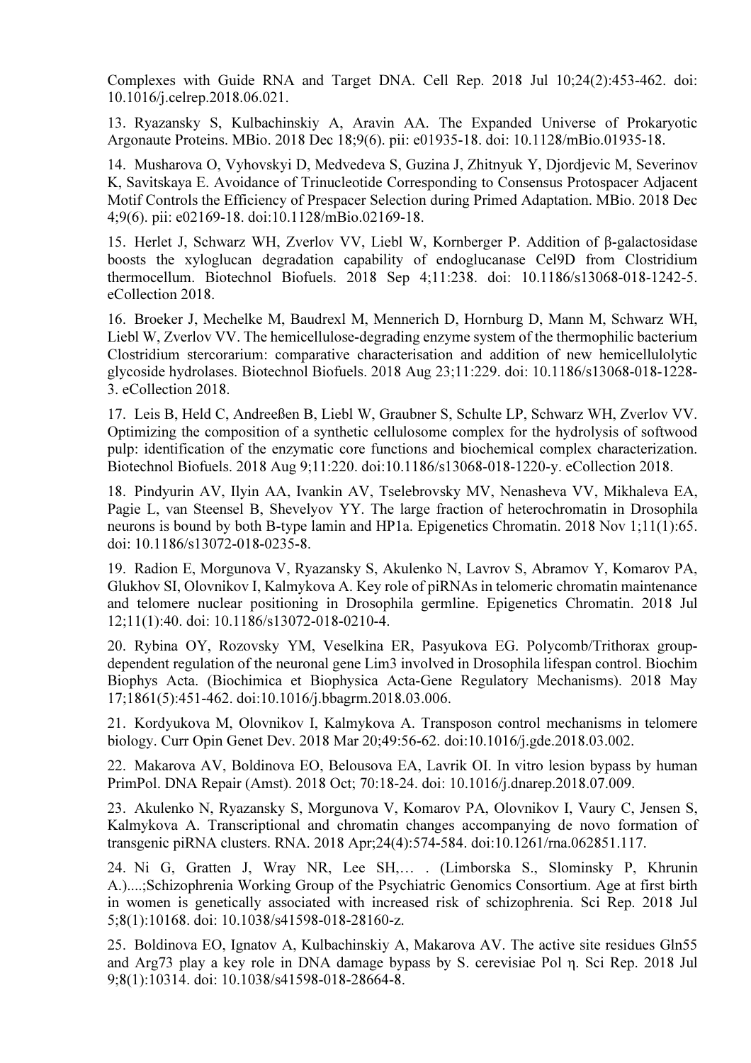Complexes with Guide RNA and Target DNA. Cell Rep. 2018 Jul 10;24(2):453-462. doi: 10.1016/j.celrep.2018.06.021.

13. Ryazansky S, Kulbachinskiy A, Aravin AA. The Expanded Universe of Prokaryotic Argonaute Proteins. MBio. 2018 Dec 18;9(6). pii: e01935-18. doi: 10.1128/mBio.01935-18.

14. Musharova O, Vyhovskyi D, Medvedeva S, Guzina J, Zhitnyuk Y, Djordjevic M, Severinov K, Savitskaya E. Avoidance of Trinucleotide Corresponding to Consensus Protospacer Adjacent Motif Controls the Efficiency of Prespacer Selection during Primed Adaptation. MBio. 2018 Dec 4;9(6). pii: e02169-18. doi:10.1128/mBio.02169-18.

15. Herlet J, Schwarz WH, Zverlov VV, Liebl W, Kornberger P. Addition of β-galactosidase boosts the xyloglucan degradation capability of endoglucanase Cel9D from Clostridium thermocellum. Biotechnol Biofuels. 2018 Sep 4;11:238. doi: 10.1186/s13068-018-1242-5. eCollection 2018.

16. Broeker J, Mechelke M, Baudrexl M, Mennerich D, Hornburg D, Mann M, Schwarz WH, Liebl W, Zverlov VV. The hemicellulose-degrading enzyme system of the thermophilic bacterium Clostridium stercorarium: comparative characterisation and addition of new hemicellulolytic glycoside hydrolases. Biotechnol Biofuels. 2018 Aug 23;11:229. doi: 10.1186/s13068-018-1228-3. eCollection 2018.

17. Leis B, Held C, Andreeßen B, Liebl W, Graubner S, Schulte LP, Schwarz WH, Zverlov VV. Optimizing the composition of a synthetic cellulosome complex for the hydrolysis of softwood pulp: identification of the enzymatic core functions and biochemical complex characterization. Biotechnol Biofuels. 2018 Aug 9;11:220. doi:10.1186/s13068-018-1220-y. eCollection 2018.

18. Pindyurin AV, Ilyin AA, Ivankin AV, Tselebrovsky MV, Nenasheva VV, Mikhaleva EA, Pagie L, van Steensel B, Shevelyov YY. The large fraction of heterochromatin in Drosophila neurons is bound by both B-type lamin and HP1a. Epigenetics Chromatin. 2018 Nov 1;11(1):65. doi: 10.1186/s13072-018-0235-8.

19. Radion E, Morgunova V, Ryazansky S, Akulenko N, Lavrov S, Abramov Y, Komarov PA, Glukhov SI, Olovnikov I, Kalmykova A. Key role of piRNAs in telomeric chromatin maintenance and telomere nuclear positioning in Drosophila germline. Epigenetics Chromatin. 2018 Jul 12;11(1):40. doi: 10.1186/s13072-018-0210-4.

20. Rybina OY, Rozovsky YM, Veselkina ER, Pasyukova EG. Polycomb/Trithorax group-dependent regulation of the neuronal gene Lim3 involved in Drosophila lifespan control. Biochim Biophys Acta. (Biochimica et Biophysica Acta-Gene Regulatory Mechanisms). 2018 May 17;1861(5):451-462. doi:10.1016/j.bbagrm.2018.03.006.

21. Kordyukova M, Olovnikov I, Kalmykova A. Transposon control mechanisms in telomere biology. Curr Opin Genet Dev. 2018 Mar 20;49:56-62. doi:10.1016/j.gde.2018.03.002.

22. Makarova AV, Boldinova EO, Belousova EA, Lavrik OI. In vitro lesion bypass by human PrimPol. DNA Repair (Amst). 2018 Oct; 70:18-24. doi: 10.1016/j.dnarep.2018.07.009.

23. Akulenko N, Ryazansky S, Morgunova V, Komarov PA, Olovnikov I, Vaury C, Jensen S, Kalmykova A. Transcriptional and chromatin changes accompanying de novo formation of transgenic piRNA clusters. RNA. 2018 Apr;24(4):574-584. doi:10.1261/rna.062851.117.

24. Ni G, Gratten J, Wray NR, Lee SH,… . (Limborska S., Slominsky P, Khrunin A.)....;Schizophrenia Working Group of the Psychiatric Genomics Consortium. Age at first birth in women is genetically associated with increased risk of schizophrenia. Sci Rep. 2018 Jul 5;8(1):10168. doi: 10.1038/s41598-018-28160-z.

25. Boldinova EO, Ignatov A, Kulbachinskiy A, Makarova AV. The active site residues Gln55 and Arg73 play a key role in DNA damage bypass by S. cerevisiae Pol η. Sci Rep. 2018 Jul 9;8(1):10314. doi: 10.1038/s41598-018-28664-8.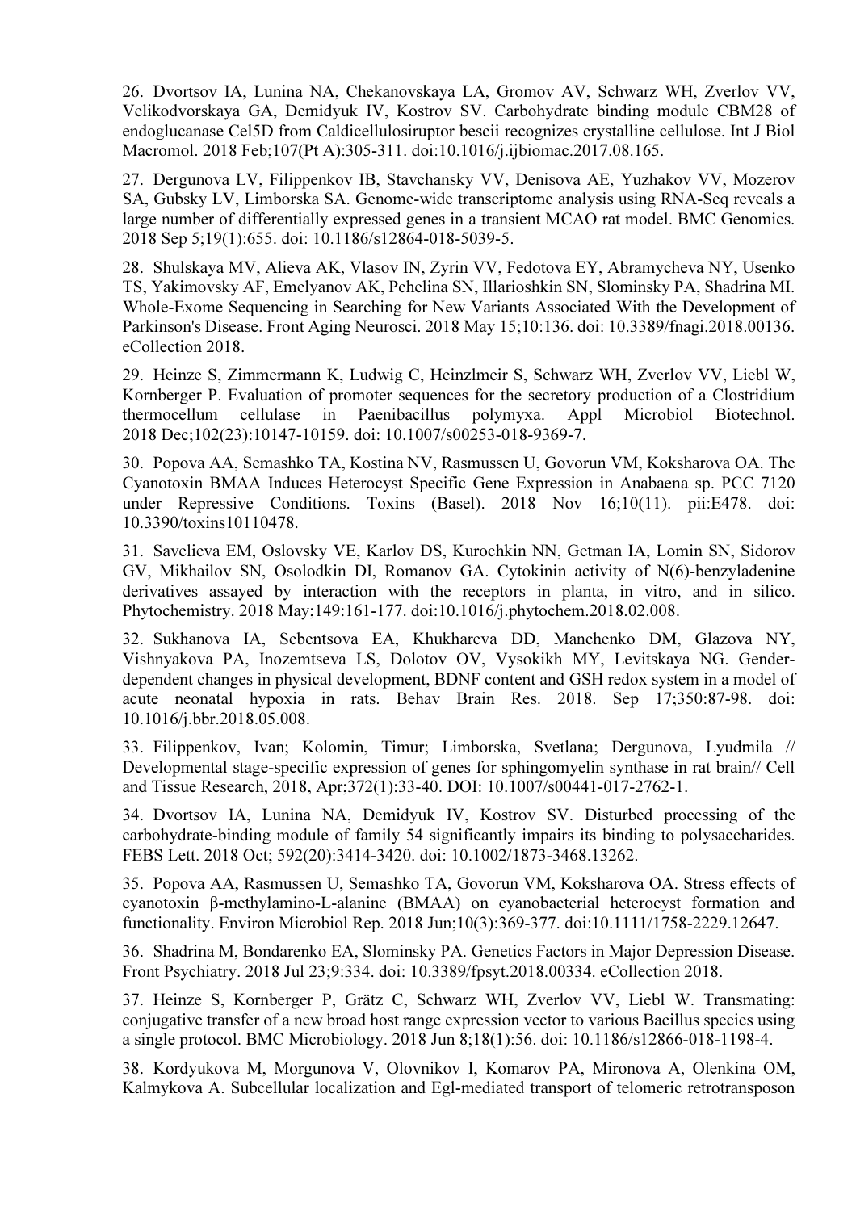26. Dvortsov IA, Lunina NA, Chekanovskaya LA, Gromov AV, Schwarz WH, Zverlov VV, Velikodvorskaya GA, Demidyuk IV, Kostrov SV. Carbohydrate binding module CBM28 of endoglucanase Cel5D from Caldicellulosiruptor bescii recognizes crystalline cellulose. Int J Biol Macromol. 2018 Feb;107(Pt A):305-311. doi:10.1016/j.ijbiomac.2017.08.165.

27. Dergunova LV, Filippenkov IB, Stavchansky VV, Denisova AE, Yuzhakov VV, Mozerov SA, Gubsky LV, Limborska SA. Genome-wide transcriptome analysis using RNA-Seq reveals a large number of differentially expressed genes in a transient MCAO rat model. BMC Genomics. 2018 Sep 5;19(1):655. doi: 10.1186/s12864-018-5039-5.

28. Shulskaya MV, Alieva AK, Vlasov IN, Zyrin VV, Fedotova EY, Abramycheva NY, Usenko TS, Yakimovsky AF, Emelyanov AK, Pchelina SN, Illarioshkin SN, Slominsky PA, Shadrina MI. Whole-Exome Sequencing in Searching for New Variants Associated With the Development of Parkinson's Disease. Front Aging Neurosci. 2018 May 15;10:136. doi: 10.3389/fnagi.2018.00136. eCollection 2018.

29. Heinze S, Zimmermann K, Ludwig C, Heinzlmeir S, Schwarz WH, Zverlov VV, Liebl W, Kornberger P. Evaluation of promoter sequences for the secretory production of a Clostridium thermocellum cellulase in Paenibacillus polymyxa. Appl Microbiol Biotechnol. 2018 Dec;102(23):10147-10159. doi: 10.1007/s00253-018-9369-7.

30. Popova AA, Semashko TA, Kostina NV, Rasmussen U, Govorun VM, Koksharova OA. The Cyanotoxin BMAA Induces Heterocyst Specific Gene Expression in Anabaena sp. PCC 7120 under Repressive Conditions. Toxins (Basel). 2018 Nov 16;10(11). pii:E478. doi: 10.3390/toxins10110478.

31. Savelieva EM, Oslovsky VE, Karlov DS, Kurochkin NN, Getman IA, Lomin SN, Sidorov GV, Mikhailov SN, Osolodkin DI, Romanov GA. Cytokinin activity of N(6)-benzyladenine derivatives assayed by interaction with the receptors in planta, in vitro, and in silico. Phytochemistry. 2018 May;149:161-177. doi:10.1016/j.phytochem.2018.02.008.

32. Sukhanova IA, Sebentsova EA, Khukhareva DD, Manchenko DM, Glazova NY, Vishnyakova PA, Inozemtseva LS, Dolotov OV, Vysokikh MY, Levitskaya NG. Gender-dependent changes in physical development, BDNF content and GSH redox system in a model of acute neonatal hypoxia in rats. Behav Brain Res. 2018. Sep 17;350:87-98. doi: 10.1016/j.bbr.2018.05.008.

33. Filippenkov, Ivan; Kolomin, Timur; Limborska, Svetlana; Dergunova, Lyudmila // Developmental stage-specific expression of genes for sphingomyelin synthase in rat brain// Cell and Tissue Research, 2018, Apr;372(1):33-40. DOI: 10.1007/s00441-017-2762-1.

34. Dvortsov IA, Lunina NA, Demidyuk IV, Kostrov SV. Disturbed processing of the carbohydrate-binding module of family 54 significantly impairs its binding to polysaccharides. FEBS Lett. 2018 Oct; 592(20):3414-3420. doi: 10.1002/1873-3468.13262.

35. Popova AA, Rasmussen U, Semashko TA, Govorun VM, Koksharova OA. Stress effects of cyanotoxin β-methylamino-L-alanine (BMAA) on cyanobacterial heterocyst formation and functionality. Environ Microbiol Rep. 2018 Jun;10(3):369-377. doi:10.1111/1758-2229.12647.

36. Shadrina M, Bondarenko EA, Slominsky PA. Genetics Factors in Major Depression Disease. Front Psychiatry. 2018 Jul 23;9:334. doi: 10.3389/fpsyt.2018.00334. eCollection 2018.

37. Heinze S, Kornberger P, Grätz C, Schwarz WH, Zverlov VV, Liebl W. Transmating: conjugative transfer of a new broad host range expression vector to various Bacillus species using a single protocol. BMC Microbiology. 2018 Jun 8;18(1):56. doi: 10.1186/s12866-018-1198-4.

38. Kordyukova M, Morgunova V, Olovnikov I, Komarov PA, Mironova A, Olenkina OM, Kalmykova A. Subcellular localization and Egl-mediated transport of telomeric retrotransposon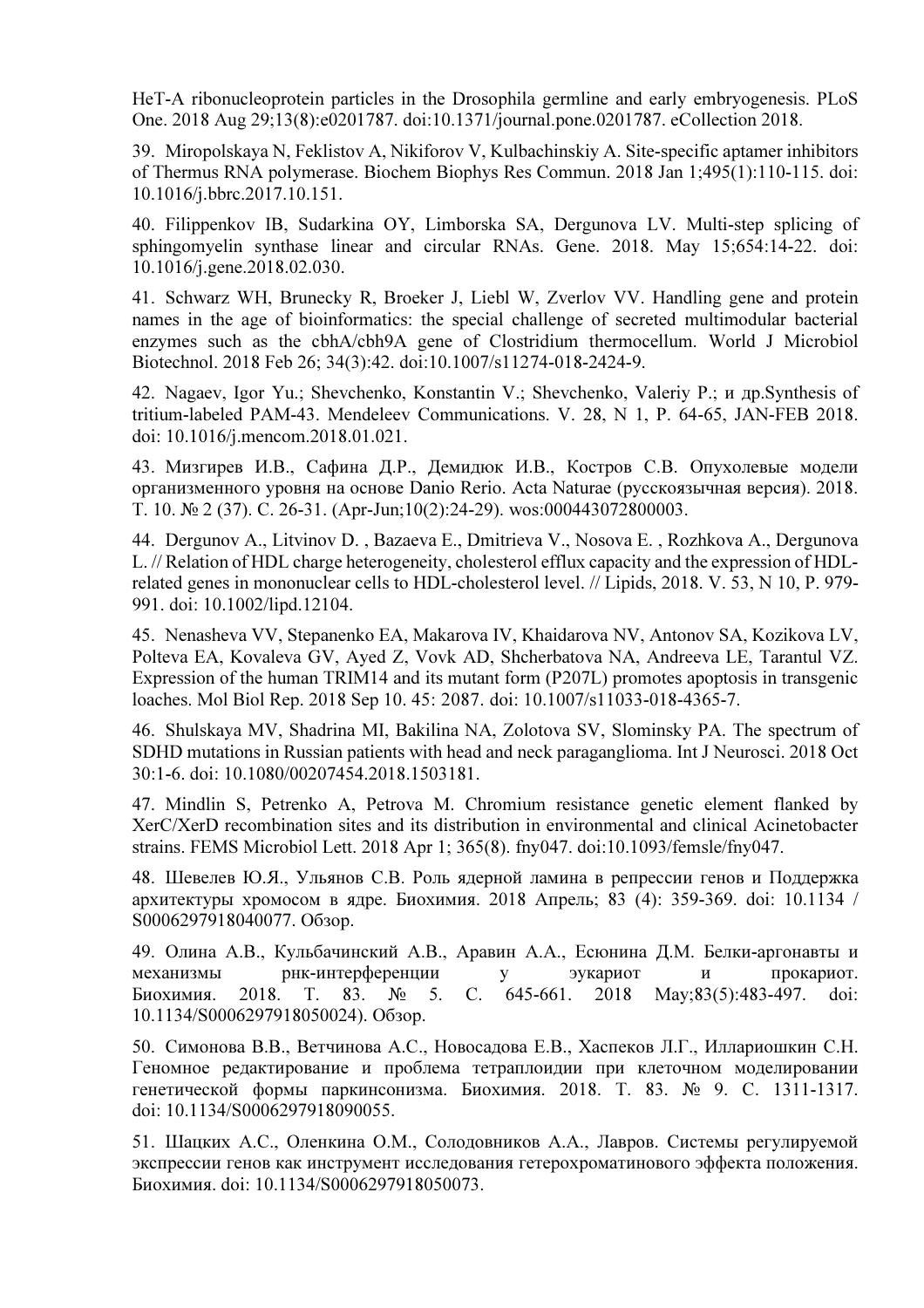HeT-A ribonucleoprotein particles in the Drosophila germline and early embryogenesis. PLoS One. 2018 Aug 29;13(8):e0201787. doi:10.1371/journal.pone.0201787. eCollection 2018.

39. Miropolskaya N, Feklistov A, Nikiforov V, Kulbachinskiy A. Site-specific aptamer inhibitors of Thermus RNA polymerase. Biochem Biophys Res Commun. 2018 Jan 1;495(1):110-115. doi: 10.1016/j.bbrc.2017.10.151.

40. Filippenkov IB, Sudarkina OY, Limborska SA, Dergunova LV. Multi-step splicing of sphingomyelin synthase linear and circular RNAs. Gene. 2018. May 15;654:14-22. doi: 10.1016/j.gene.2018.02.030.

41. Schwarz WH, Brunecky R, Broeker J, Liebl W, Zverlov VV. Handling gene and protein names in the age of bioinformatics: the special challenge of secreted multimodular bacterial enzymes such as the cbhA/cbh9A gene of Clostridium thermocellum. World J Microbiol Biotechnol. 2018 Feb 26; 34(3):42. doi:10.1007/s11274-018-2424-9.

42. Nagaev, Igor Yu.; Shevchenko, Konstantin V.; Shevchenko, Valeriy P.; и др.Synthesis of tritium-labeled PAM-43. Mendeleev Communications. V. 28, N 1, P. 64-65, JAN-FEB 2018. doi: 10.1016/j.mencom.2018.01.021.

43. Мизгирев И.В., Сафина Д.Р., Демидюк И.В., Костров С.В. Опухолевые модели организменного уровня на основе Danio Rerio. Acta Naturae (русскоязычная версия). 2018. Т. 10. № 2 (37). С. 26-31. (Apr-Jun;10(2):24-29). wos:000443072800003.

44. Dergunov A., Litvinov D. , Bazaeva E., Dmitrieva V., Nosova E. , Rozhkova A., Dergunova L. // Relation of HDL charge heterogeneity, cholesterol efflux capacity and the expression of HDL-related genes in mononuclear cells to HDL-cholesterol level. // Lipids, 2018. V. 53, N 10, P. 979-991. doi: 10.1002/lipd.12104.

45. Nenasheva VV, Stepanenko EA, Makarova IV, Khaidarova NV, Antonov SA, Kozikova LV, Polteva EA, Kovaleva GV, Ayed Z, Vovk AD, Shcherbatova NA, Andreeva LE, Tarantul VZ. Expression of the human TRIM14 and its mutant form (P207L) promotes apoptosis in transgenic loaches. Mol Biol Rep. 2018 Sep 10. 45: 2087. doi: 10.1007/s11033-018-4365-7.

46. Shulskaya MV, Shadrina MI, Bakilina NA, Zolotova SV, Slominsky PA. The spectrum of SDHD mutations in Russian patients with head and neck paraganglioma. Int J Neurosci. 2018 Oct 30:1-6. doi: 10.1080/00207454.2018.1503181.

47. Mindlin S, Petrenko A, Petrova M. Chromium resistance genetic element flanked by XerC/XerD recombination sites and its distribution in environmental and clinical Acinetobacter strains. FEMS Microbiol Lett. 2018 Apr 1; 365(8). fny047. doi:10.1093/femsle/fny047.

48. Шевелев Ю.Я., Ульянов С.В. Роль ядерной ламина в репрессии генов и Поддержка архитектуры хромосом в ядре. Биохимия. 2018 Апрель; 83 (4): 359-369. doi: 10.1134 / S0006297918040077. Обзор.

49. Олина А.В., Кульбачинский А.В., Аравин А.А., Есюнина Д.М. Белки-аргонавты и механизмы рнк-интерференции у эукариот и прокариот. Биохимия. 2018. Т. 83. № 5. С. 645-661. 2018 May;83(5):483-497. doi: 10.1134/S0006297918050024). Обзор.

50. Симонова В.В., Ветчинова А.С., Новосадова Е.В., Хаспеков Л.Г., Иллариошкин С.Н. Геномное редактирование и проблема тетраплоидии при клеточном моделировании генетической формы паркинсонизма. Биохимия. 2018. Т. 83. № 9. С. 1311-1317. doi: 10.1134/S0006297918090055.

51. Шацких А.С., Оленкина О.М., Солодовников А.А., Лавров. Системы регулируемой экспрессии генов как инструмент исследования гетерохроматинового эффекта положения. Биохимия. doi: 10.1134/S0006297918050073.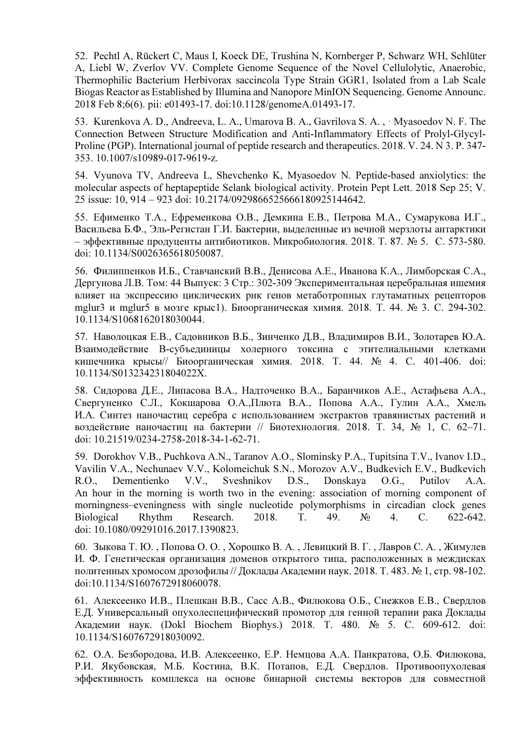52. Pechtl A, Rückert C, Maus I, Koeck DE, Trushina N, Kornberger P, Schwarz WH, Schlüter A, Liebl W, Zverlov VV. Complete Genome Sequence of the Novel Cellulolytic, Anaerobic, Thermophilic Bacterium Herbivorax saccincola Type Strain GGR1, Isolated from a Lab Scale Biogas Reactor as Established by Illumina and Nanopore MinION Sequencing. Genome Announc. 2018 Feb 8;6(6). pii: e01493-17. doi:10.1128/genomeA.01493-17.

53. Kurenkova A. D., Andreeva, L. A., Umarova B. A., Gavrilova S. A. , · Myasoedov N. F. The Connection Between Structure Modification and Anti-Inflammatory Effects of Prolyl-Glycyl-Proline (PGP). International journal of peptide research and therapeutics. 2018. V. 24. N 3. P. 347-353. 10.1007/s10989-017-9619-z.

54. Vyunova TV, Andreeva L, Shevchenko K, Myasoedov N. Peptide-based anxiolytics: the molecular aspects of heptapeptide Selank biological activity. Protein Pept Lett. 2018 Sep 25; V. 25 issue: 10, 914 – 923 doi: 10.2174/0929866525666180925144642.

55. Ефименко Т.А., Ефременкова О.В., Демкина Е.В., Петрова М.А., Сумарукова И.Г., Васильева Б.Ф., Эль-Регистан Г.И. Бактерии, выделенные из вечной мерзлоты антарктики – эффективные продуценты антибиотиков. Микробиология. 2018. Т. 87. № 5. С. 573-580. doi: 10.1134/S0026365618050087.

56. Филиппенков И.Б., Ставчанский В.В., Денисова А.Е., Иванова К.А., Лимборская С.А., Дергунова Л.В. Том: 44 Выпуск: 3 Стр.: 302-309 Экспериментальная церебральная ишемия влияет на экспрессию циклических рнк генов метаботропных глутаматных рецепторов mglur3 и mglur5 в мозге крыс1). Биоорганическая химия. 2018. Т. 44. № 3. С. 294-302. 10.1134/S1068162018030044.

57. Наволоцкая Е.В., Садовников В.Б., Зинченко Д.В., Владимиров В.И., Золотарев Ю.А. Взаимодействие В-субъединицы холерного токсина с этителиальными клетками кишечника крысы// Биоорганическая химия. 2018. Т. 44. № 4. С. 401-406. doi: 10.1134/S013234231804022X.

58. Сидорова Д.Е., Липасова В.А., Надточенко В.А., Баранчиков А.Е., Астафьева А.А., Свергуненко С.Л., Кокшарова О.А.,Плюта В.А., Попова А.А., Гулин А.А., Хмель И.А. Синтез наночастиц серебра с использованием экстрактов травянистых растений и воздействие наночастиц на бактерии // Биотехнология. 2018. Т. 34, № 1, С. 62–71. doi: 10.21519/0234-2758-2018-34-1-62-71.

59. Dorokhov V.B., Puchkova A.N., Taranov A.O., Slominsky P.A., Tupitsina T.V., Ivanov I.D., Vavilin V.A., Nechunaev V.V., Kolomeichuk S.N., Morozov A.V., Budkevich E.V., Budkevich R.O., Dementienko V.V., Sveshnikov D.S., Donskaya O.G., Putilov A.A. An hour in the morning is worth two in the evening: association of morning component of morningness–eveningness with single nucleotide polymorphisms in circadian clock genes Biological Rhythm Research. 2018. Т. 49. № 4. С. 622-642. doi: 10.1080/09291016.2017.1390823.

60. Зыкова Т. Ю. , Попова О. О. , Хорошко В. А. , Левицкий В. Г. , Лавров С. А. , Жимулев И. Ф. Генетическая организация доменов открытого типа, расположенных в междисках политенных хромосом дрозофилы // Доклады Академии наук. 2018. Т. 483. № 1, стр. 98-102. doi:10.1134/S1607672918060078.

61. Алексеенко И.В., Плешкан В.В., Сасс А.В., Филюкова О.Б., Снежков Е.В., Свердлов Е.Д. Универсальный опухолеспецифический промотор для генной терапии рака Доклады Академии наук. (Dokl Biochem Biophys.) 2018. Т. 480. № 5. С. 609-612. doi: 10.1134/S1607672918030092.

62. О.А. Безбородова, И.В. Алексеенко, Е.Р. Немцова А.А. Панкратова, О.Б. Филюкова, Р.И. Якубовская, М.Б. Костина, В.К. Потапов, Е.Д. Свердлов. Противоопухолевая эффективность комплекса на основе бинарной системы векторов для совместной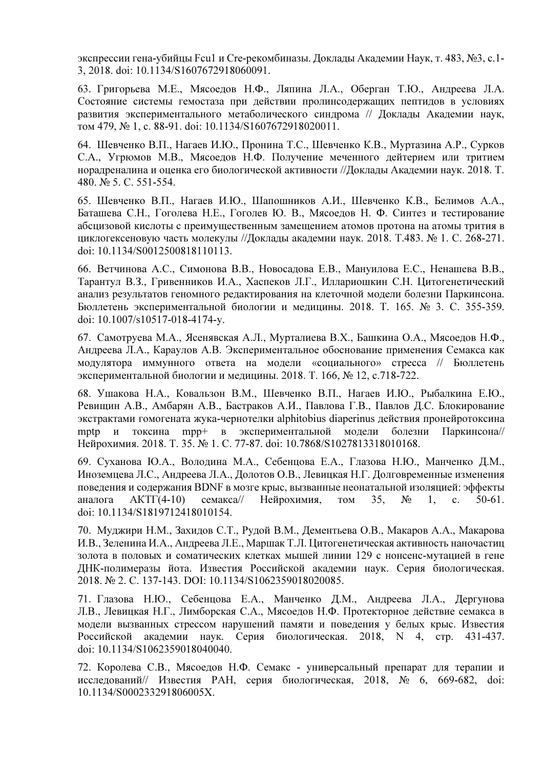экспрессии гена-убийцы Fcu1 и Cre-рекомбиназы. Доклады Академии Наук, т. 483, №3, с.1-3, 2018. doi: 10.1134/S1607672918060091.

63. Григорьева М.Е., Мясоедов Н.Ф., Ляпина Л.А., Оберган Т.Ю., Андреева Л.А. Состояние системы гемостаза при действии пролинсодержащих пептидов в условиях развития экспериментального метаболического синдрома // Доклады Академии наук, том 479, № 1, с. 88-91. doi: 10.1134/S1607672918020011.

64. Шевченко В.П., Нагаев И.Ю., Пронина Т.С., Шевченко К.В., Муртазина А.Р., Сурков С.А., Угрюмов М.В., Мясоедов Н.Ф. Получение меченного дейтерием или тритием норадреналина и оценка его биологической активности //Доклады Академии наук. 2018. Т. 480. № 5. С. 551-554.

65. Шевченко В.П., Нагаев И.Ю., Шапошников А.И., Шевченко К.В., Белимов А.А., Баташева С.Н., Гоголева Н.Е., Гоголев Ю. В., Мясоедов Н. Ф. Синтез и тестирование абсцизовой кислоты с преимущественным замещением атомов протона на атомы трития в циклогексеновую часть молекулы //Доклады академии наук. 2018. Т.483. № 1. С. 268-271. doi: 10.1134/S0012500818110113.

66. Ветчинова А.С., Симонова В.В., Новосадова Е.В., Мануилова Е.С., Ненашева В.В., Тарантул В.З., Гривенников И.А., Хаспеков Л.Г., Иллариошкин С.Н. Цитогенетический анализ результатов геномного редактирования на клеточной модели болезни Паркинсона. Бюллетень экспериментальной биологии и медицины. 2018. Т. 165. № 3. С. 355-359. doi: 10.1007/s10517-018-4174-y.

67. Самотруева М.А., Ясенявская А.Л., Мурталиева В.Х., Башкина О.А., Мясоедов Н.Ф., Андреева Л.А., Караулов А.В. Экспериментальное обоснование применения Семакса как модулятора иммунного ответа на модели «социального» стресса // Бюллетень экспериментальной биологии и медицины. 2018. Т. 166, № 12, с.718-722.

68. Ушакова Н.А., Ковальзон В.М., Шевченко В.П., Нагаев И.Ю., Рыбалкина Е.Ю., Ревищин А.В., Амбарян А.В., Бастраков А.И., Павлова Г.В., Павлов Д.С. Блокирование экстрактами гомогената жука-чернотелки alphitobius diaperinus действия пронейротоксина mptp и токсина mpp+ в экспериментальной модели болезни Паркинсона// Нейрохимия. 2018. Т. 35. № 1. С. 77-87. doi: 10.7868/S1027813318010168.

69. Суханова Ю.А., Володина М.А., Себенцова Е.А., Глазова Н.Ю., Манченко Д.М., Иноземцева Л.С., Андреева Л.А., Долотов О.В., Левицкая Н.Г. Долговременные изменения поведения и содержания BDNF в мозге крыс, вызванные неонатальной изоляцией: эффекты аналога АКТГ(4-10) семакса// Нейрохимия, том 35, № 1, с. 50-61. doi: 10.1134/S1819712418010154.

70. Муджири Н.М., Захидов С.Т., Рудой В.М., Дементьева О.В., Макаров А.А., Макарова И.В., Зеленина И.А., Андреева Л.Е., Маршак Т.Л. Цитогенетическая активность наночастиц золота в половых и соматических клетках мышей линии 129 с нонсенс-мутацией в гене ДНК-полимеразы йота. Известия Российской академии наук. Серия биологическая. 2018. № 2. С. 137-143. DOI: 10.1134/S1062359018020085.

71. Глазова Н.Ю., Себенцова Е.А., Манченко Д.М., Андреева Л.А., Дергунова Л.В., Левицкая Н.Г., Лимборская С.А., Мясоедов Н.Ф. Протекторное действие семакса в модели вызванных стрессом нарушений памяти и поведения у белых крыс. Известия Российской академии наук. Серия биологическая. 2018, N 4, стр. 431-437. doi: 10.1134/S1062359018040040.

72. Королева С.В., Мясоедов Н.Ф. Семакс - универсальный препарат для терапии и исследований// Известия РАН, серия биологическая, 2018, № 6, 669-682, doi: 10.1134/S000233291806005X.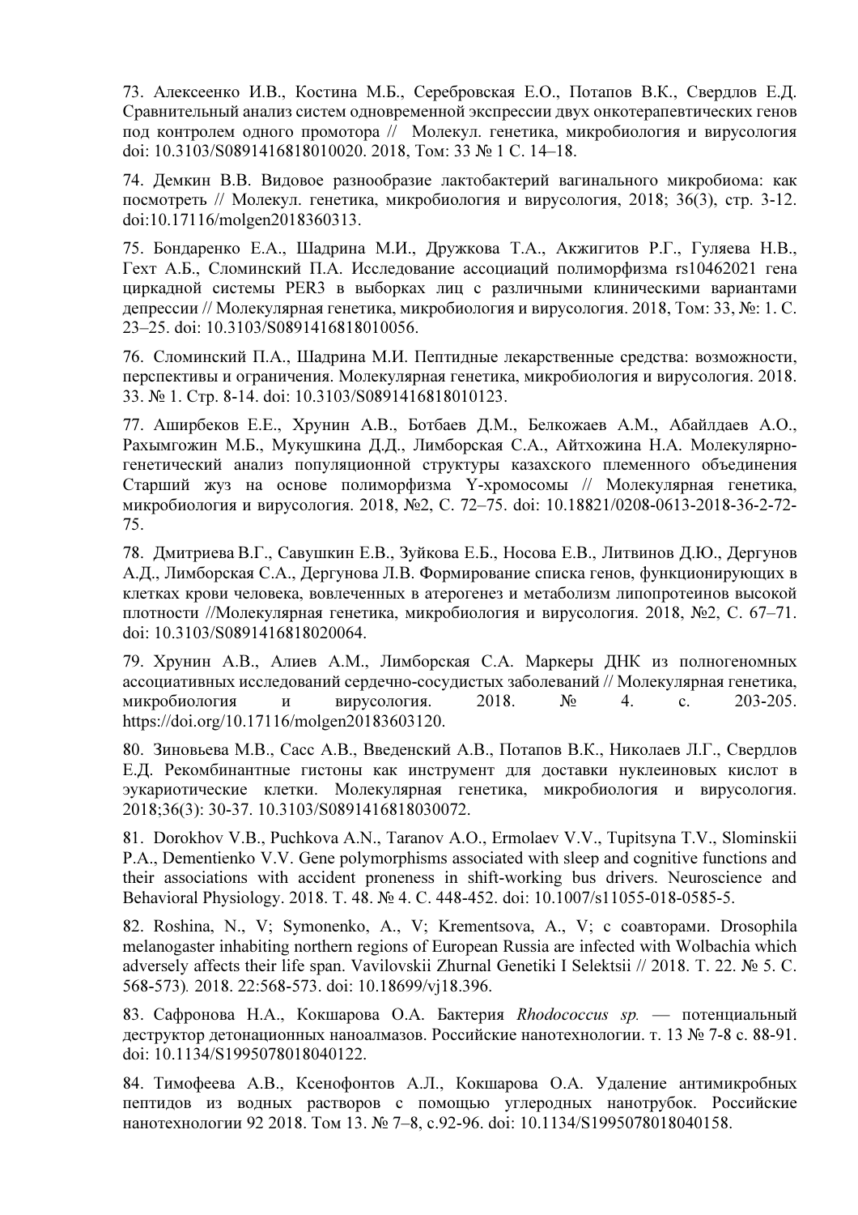73. Алексеенко И.В., Костина М.Б., Серебровская Е.О., Потапов В.К., Свердлов Е.Д. Сравнительный анализ систем одновременной экспрессии двух онкотерапевтических генов под контролем одного промотора // Молекул. генетика, микробиология и вирусология doi: 10.3103/S0891416818010020. 2018, Том: 33 № 1 С. 14–18.

74. Демкин В.В. Видовое разнообразие лактобактерий вагинального микробиома: как посмотреть // Молекул. генетика, микробиология и вирусология, 2018; 36(3), стр. 3-12. doi:10.17116/molgen2018360313.

75. Бондаренко Е.А., Шадрина М.И., Дружкова Т.А., Акжигитов Р.Г., Гуляева Н.В., Гехт А.Б., Сломинский П.А. Исследование ассоциаций полиморфизма rs10462021 гена циркадной системы PER3 в выборках лиц с различными клиническими вариантами депрессии // Молекулярная генетика, микробиология и вирусология. 2018, Том: 33, №: 1. С. 23–25. doi: 10.3103/S0891416818010056.

76. Сломинский П.А., Шадрина М.И. Пептидные лекарственные средства: возможности, перспективы и ограничения. Молекулярная генетика, микробиология и вирусология. 2018. 33. № 1. Стр. 8-14. doi: 10.3103/S0891416818010123.

77. Аширбеков Е.Е., Хрунин А.В., Ботбаев Д.М., Белкожаев А.М., Абайлдаев А.О., Рахымгожин М.Б., Мукушкина Д.Д., Лимборская С.А., Айтхожина Н.А. Молекулярно-генетический анализ популяционной структуры казахского племенного объединения Старший жуз на основе полиморфизма Y-хромосомы // Молекулярная генетика, микробиология и вирусология. 2018, №2, С. 72–75. doi: 10.18821/0208-0613-2018-36-2-72-75.

78. Дмитриева В.Г., Савушкин Е.В., Зуйкова Е.Б., Носова Е.В., Литвинов Д.Ю., Дергунов А.Д., Лимборская С.А., Дергунова Л.В. Формирование списка генов, функционирующих в клетках крови человека, вовлеченных в атерогенез и метаболизм липопротеинов высокой плотности //Молекулярная генетика, микробиология и вирусология. 2018, №2, С. 67–71. doi: 10.3103/S0891416818020064.

79. Хрунин А.В., Алиев А.М., Лимборская С.А. Маркеры ДНК из полногеномных ассоциативных исследований сердечно-сосудистых заболеваний // Молекулярная генетика, микробиология и вирусология. 2018. № 4. с. 203-205. https://doi.org/10.17116/molgen20183603120.

80. Зиновьева М.В., Сасс А.В., Введенский А.В., Потапов В.К., Николаев Л.Г., Свердлов Е.Д. Рекомбинантные гистоны как инструмент для доставки нуклеиновых кислот в эукариотические клетки. Молекулярная генетика, микробиология и вирусология. 2018;36(3): 30-37. 10.3103/S0891416818030072.

81. Dorokhov V.B., Puchkova A.N., Taranov A.O., Ermolaev V.V., Tupitsyna T.V., Slominskii P.A., Dementienko V.V. Gene polymorphisms associated with sleep and cognitive functions and their associations with accident proneness in shift-working bus drivers. Neuroscience and Behavioral Physiology. 2018. Т. 48. № 4. С. 448-452. doi: 10.1007/s11055-018-0585-5.

82. Roshina, N., V; Symonenko, A., V; Krementsova, A., V; с соавторами. Drosophila melanogaster inhabiting northern regions of European Russia are infected with Wolbachia which adversely affects their life span. Vavilovskii Zhurnal Genetiki I Selektsii // 2018. Т. 22. № 5. С. 568-573). 2018. 22:568-573. doi: 10.18699/vj18.396.

83. Сафронова Н.А., Кокшарова О.А. Бактерия *Rhodococcus sp.* — потенциальный деструктор детонационных наноалмазов. Российские нанотехнологии. т. 13 № 7-8 с. 88-91. doi: 10.1134/S1995078018040122.

84. Тимофеева А.В., Ксенофонтов А.Л., Кокшарова О.А. Удаление антимикробных пептидов из водных растворов с помощью углеродных нанотрубок. Российские нанотехнологии 92 2018. Том 13. № 7–8, с.92-96. doi: 10.1134/S1995078018040158.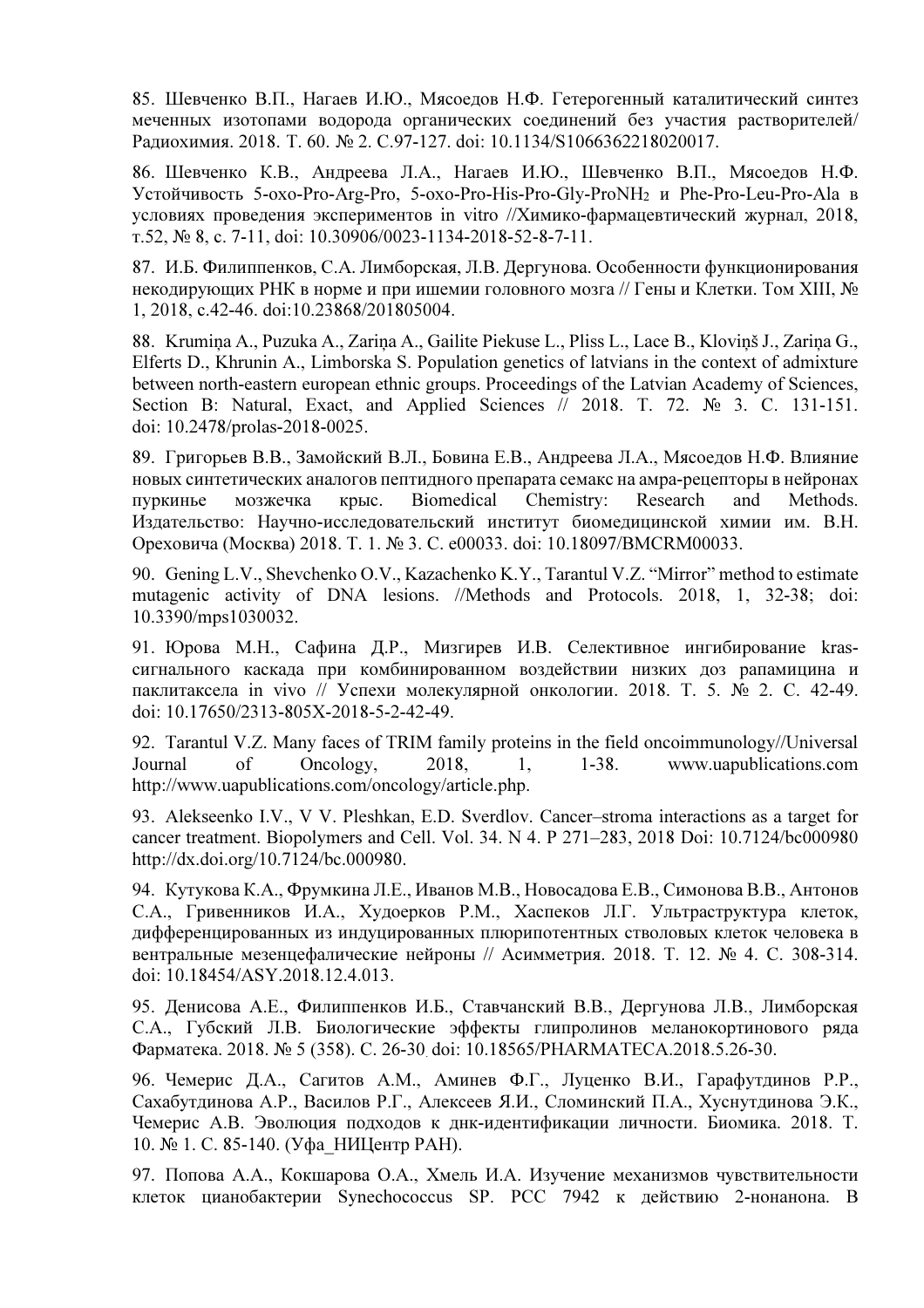85. Шевченко В.П., Нагаев И.Ю., Мясоедов Н.Ф. Гетерогенный каталитический синтез меченных изотопами водорода органических соединений без участия растворителей/ Радиохимия. 2018. Т. 60. № 2. С.97-127. doi: 10.1134/S1066362218020017.

86. Шевченко К.В., Андреева Л.А., Нагаев И.Ю., Шевченко В.П., Мясоедов Н.Ф. Устойчивость 5-oxo-Pro-Arg-Pro, 5-oxo-Pro-His-Pro-Gly-Pro$NH_2$ и Phe-Pro-Leu-Pro-Ala в условиях проведения экспериментов in vitro //Химико-фармацевтический журнал, 2018, т.52, № 8, с. 7-11, doi: 10.30906/0023-1134-2018-52-8-7-11.

87. И.Б. Филиппенков, С.А. Лимборская, Л.В. Дергунова. Особенности функционирования некодирующих РНК в норме и при ишемии головного мозга // Гены и Клетки. Том XIII, № 1, 2018, с.42-46. doi:10.23868/201805004.

88. Kruminа A., Puzuka A., Zariņa A., Gailite Piekuse L., Pliss L., Lace B., Kloviņš J., Zariņa G., Elferts D., Khrunin A., Limborska S. Population genetics of latvians in the context of admixture between north-eastern european ethnic groups. Proceedings of the Latvian Academy of Sciences, Section B: Natural, Exact, and Applied Sciences // 2018. Т. 72. № 3. С. 131-151. doi: 10.2478/prolas-2018-0025.

89. Григорьев В.В., Замойский В.Л., Бовина Е.В., Андреева Л.А., Мясоедов Н.Ф. Влияние новых синтетических аналогов пептидного препарата семакс на амра-рецепторы в нейронах пуркинье мозжечка крыс. Biomedical Chemistry: Research and Methods. Издательство: Научно-исследовательский институт биомедицинской химии им. В.Н. Ореховича (Москва) 2018. Т. 1. № 3. С. e00033. doi: 10.18097/BMCRM00033.

90. Gening L.V., Shevchenko O.V., Kazachenko K.Y., Tarantul V.Z. "Mirror" method to estimate mutagenic activity of DNA lesions. //Methods and Protocols. 2018, 1, 32-38; doi: 10.3390/mps1030032.

91. Юрова М.Н., Сафина Д.Р., Мизгирев И.В. Селективное ингибирование kras-сигнального каскада при комбинированном воздействии низких доз рапамицина и паклитаксела in vivo // Успехи молекулярной онкологии. 2018. Т. 5. № 2. С. 42-49. doi: 10.17650/2313-805X-2018-5-2-42-49.

92. Tarantul V.Z. Many faces of TRIM family proteins in the field oncoimmunology//Universal Journal of Oncology, 2018, 1, 1-38. www.uapublications.com http://www.uapublications.com/oncology/article.php.

93. Alekseenko I.V., V V. Pleshkan, E.D. Sverdlov. Cancer–stroma interactions as a target for cancer treatment. Biopolymers and Cell. Vol. 34. N 4. P 271–283, 2018 Doi: 10.7124/bc000980 http://dx.doi.org/10.7124/bc.000980.

94. Кутукова К.А., Фрумкина Л.Е., Иванов М.В., Новосадова Е.В., Симонова В.В., Антонов С.А., Гривенников И.А., Худоерков Р.М., Хаспеков Л.Г. Ультраструктура клеток, дифференцированных из индуцированных плюрипотентных стволовых клеток человека в вентральные мезенцефалические нейроны // Асимметрия. 2018. Т. 12. № 4. С. 308-314. doi: 10.18454/ASY.2018.12.4.013.

95. Денисова А.Е., Филиппенков И.Б., Ставчанский В.В., Дергунова Л.В., Лимборская С.А., Губский Л.В. Биологические эффекты глипролинов меланокортинового ряда Фарматека. 2018. № 5 (358). С. 26-30. doi: 10.18565/PHARMATECA.2018.5.26-30.

96. Чемерис Д.А., Сагитов А.М., Аминев Ф.Г., Луценко В.И., Гарафутдинов Р.Р., Сахабутдинова А.Р., Василов Р.Г., Алексеев Я.И., Сломинский П.А., Хуснутдинова Э.К., Чемерис А.В. Эволюция подходов к днк-идентификации личности. Биомика. 2018. Т. 10. № 1. С. 85-140. (Уфа_НИЦентр РАН).

97. Попова А.А., Кокшарова О.А., Хмель И.А. Изучение механизмов чувствительности клеток цианобактерии Synechococcus SP. PCC 7942 к действию 2-нонанона. В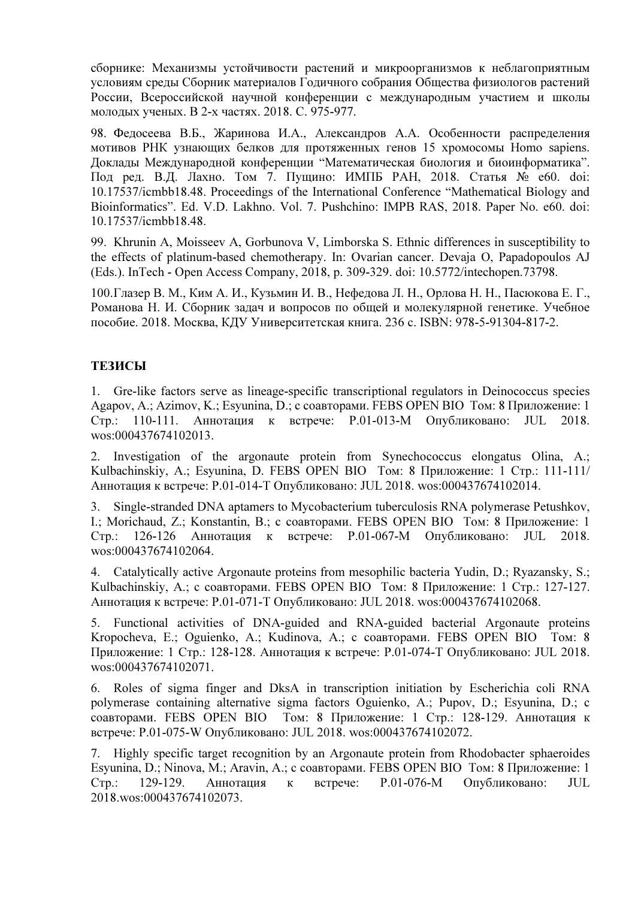сборнике: Механизмы устойчивости растений и микроорганизмов к неблагоприятным условиям среды Сборник материалов Годичного собрания Общества физиологов растений России, Всероссийской научной конференции с международным участием и школы молодых ученых. В 2-х частях. 2018. С. 975-977.

98. Федосеева В.Б., Жаринова И.А., Александров А.А. Особенности распределения мотивов РНК узнающих белков для протяженных генов 15 хромосомы Homo sapiens. Доклады Международной конференции "Математическая биология и биоинформатика". Под ред. В.Д. Лахно. Том 7. Пущино: ИМПБ РАН, 2018. Статья № e60. doi: 10.17537/icmbb18.48. Proceedings of the International Conference "Mathematical Biology and Bioinformatics". Ed. V.D. Lakhno. Vol. 7. Pushchino: IMPB RAS, 2018. Paper No. e60. doi: 10.17537/icmbb18.48.

99. Khrunin A, Moisseev A, Gorbunova V, Limborska S. Ethnic differences in susceptibility to the effects of platinum-based chemotherapy. In: Ovarian cancer. Devaja O, Papadopoulos AJ (Eds.). InTech - Open Access Company, 2018, p. 309-329. doi: 10.5772/intechopen.73798.

100. Глазер В. М., Ким А. И., Кузьмин И. В., Нефедова Л. Н., Орлова Н. Н., Пасюкова Е. Г., Романова Н. И. Сборник задач и вопросов по общей и молекулярной генетике. Учебное пособие. 2018. Москва, КДУ Университетская книга. 236 с. ISBN: 978-5-91304-817-2.

## ТЕЗИСЫ

1. Gre-like factors serve as lineage-specific transcriptional regulators in Deinococcus species Agapov, A.; Azimov, K.; Esyunina, D.; с соавторами. FEBS OPEN BIO Том: 8 Приложение: 1 Стр.: 110-111. Аннотация к встрече: P.01-013-M Опубликовано: JUL 2018. wos:000437674102013.

2. Investigation of the argonaute protein from Synechococcus elongatus Olina, A.; Kulbachinskiy, A.; Esyunina, D. FEBS OPEN BIO Том: 8 Приложение: 1 Стр.: 111-111/ Аннотация к встрече: P.01-014-T Опубликовано: JUL 2018. wos:000437674102014.

3. Single-stranded DNA aptamers to Mycobacterium tuberculosis RNA polymerase Petushkov, I.; Morichaud, Z.; Konstantin, B.; с соавторами. FEBS OPEN BIO Том: 8 Приложение: 1 Стр.: 126-126 Аннотация к встрече: P.01-067-M Опубликовано: JUL 2018. wos:000437674102064.

4. Catalytically active Argonaute proteins from mesophilic bacteria Yudin, D.; Ryazansky, S.; Kulbachinskiy, A.; с соавторами. FEBS OPEN BIO Том: 8 Приложение: 1 Стр.: 127-127. Аннотация к встрече: P.01-071-T Опубликовано: JUL 2018. wos:000437674102068.

5. Functional activities of DNA-guided and RNA-guided bacterial Argonaute proteins Kropocheva, E.; Oguienko, A.; Kudinova, A.; с соавторами. FEBS OPEN BIO Том: 8 Приложение: 1 Стр.: 128-128. Аннотация к встрече: P.01-074-T Опубликовано: JUL 2018. wos:000437674102071.

6. Roles of sigma finger and DksA in transcription initiation by Escherichia coli RNA polymerase containing alternative sigma factors Oguienko, A.; Pupov, D.; Esyunina, D.; с соавторами. FEBS OPEN BIO Том: 8 Приложение: 1 Стр.: 128-129. Аннотация к встрече: P.01-075-W Опубликовано: JUL 2018. wos:000437674102072.

7. Highly specific target recognition by an Argonaute protein from Rhodobacter sphaeroides Esyunina, D.; Ninova, M.; Aravin, A.; с соавторами. FEBS OPEN BIO Том: 8 Приложение: 1 Стр.: 129-129. Аннотация к встрече: P.01-076-M Опубликовано: JUL 2018.wos:000437674102073.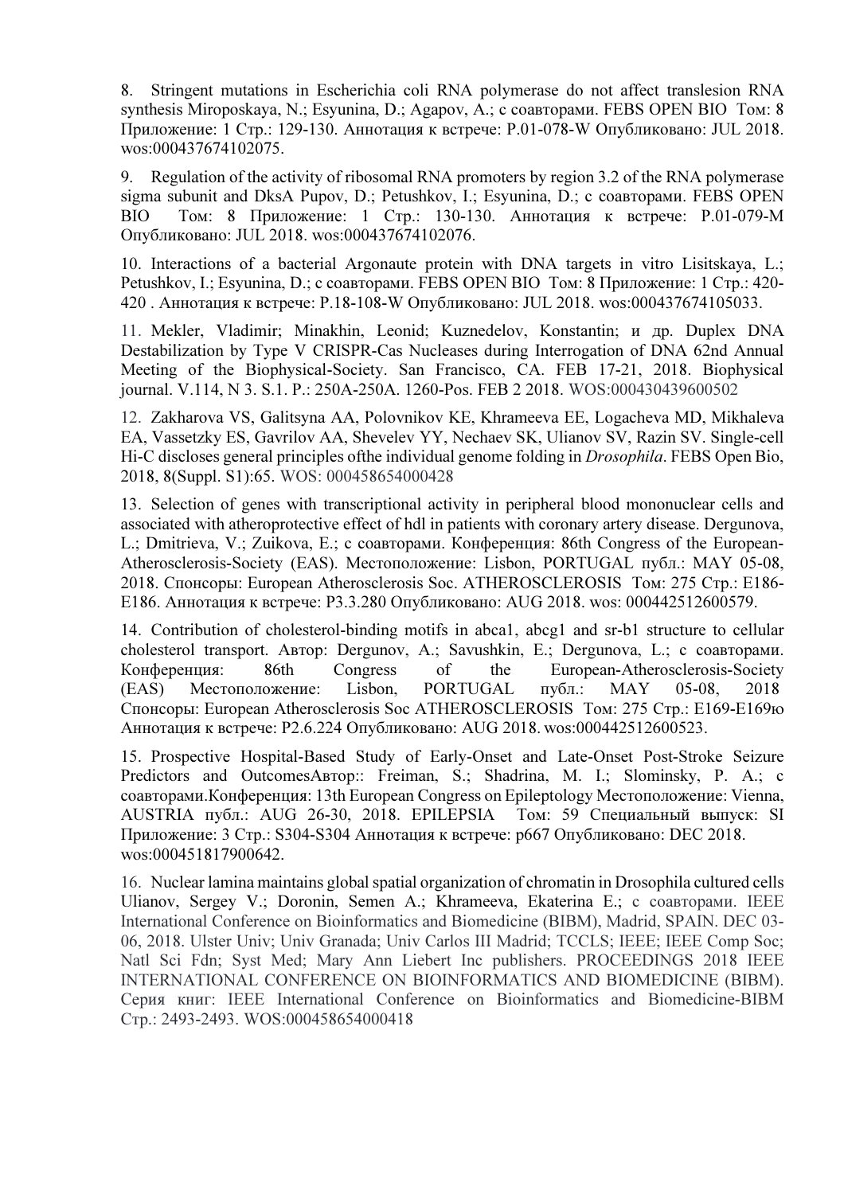8. Stringent mutations in Escherichia coli RNA polymerase do not affect translesion RNA synthesis Miroposkaya, N.; Esyunina, D.; Agapov, A.; с соавторами. FEBS OPEN BIO Том: 8 Приложение: 1 Стр.: 129-130. Аннотация к встрече: P.01-078-W Опубликовано: JUL 2018. wos:000437674102075.

9. Regulation of the activity of ribosomal RNA promoters by region 3.2 of the RNA polymerase sigma subunit and DksA Pupov, D.; Petushkov, I.; Esyunina, D.; с соавторами. FEBS OPEN BIO Том: 8 Приложение: 1 Стр.: 130-130. Аннотация к встрече: P.01-079-M Опубликовано: JUL 2018. wos:000437674102076.

10. Interactions of a bacterial Argonaute protein with DNA targets in vitro Lisitskaya, L.; Petushkov, I.; Esyunina, D.; с соавторами. FEBS OPEN BIO Том: 8 Приложение: 1 Стр.: 420-420 . Аннотация к встрече: P.18-108-W Опубликовано: JUL 2018. wos:000437674105033.

11. Mekler, Vladimir; Minakhin, Leonid; Kuznedelov, Konstantin; и др. Duplex DNA Destabilization by Type V CRISPR-Cas Nucleases during Interrogation of DNA 62nd Annual Meeting of the Biophysical-Society. San Francisco, CA. FEB 17-21, 2018. Biophysical journal. V.114, N 3. S.1. P.: 250A-250A. 1260-Pos. FEB 2 2018. WOS:000430439600502

12. Zakharova VS, Galitsyna AA, Polovnikov KE, Khrameeva EE, Logacheva MD, Mikhaleva EA, Vassetzky ES, Gavrilov AA, Shevelev YY, Nechaev SK, Ulianov SV, Razin SV. Single-cell Hi-C discloses general principles ofthe individual genome folding in *Drosophila*. FEBS Open Bio, 2018, 8(Suppl. S1):65. WOS: 000458654000428

13. Selection of genes with transcriptional activity in peripheral blood mononuclear cells and associated with atheroprotective effect of hdl in patients with coronary artery disease. Dergunova, L.; Dmitrieva, V.; Zuikova, E.; с соавторами. Конференция: 86th Congress of the European-Atherosclerosis-Society (EAS). Местоположение: Lisbon, PORTUGAL публ.: MAY 05-08, 2018. Спонсоры: European Atherosclerosis Soc. ATHEROSCLEROSIS Том: 275 Стр.: E186-E186. Аннотация к встрече: P3.3.280 Опубликовано: AUG 2018. wos: 000442512600579.

14. Contribution of cholesterol-binding motifs in abca1, abcg1 and sr-b1 structure to cellular cholesterol transport. Автор: Dergunov, A.; Savushkin, E.; Dergunova, L.; с соавторами. Конференция: 86th Congress of the European-Atherosclerosis-Society (EAS) Местоположение: Lisbon, PORTUGAL публ.: MAY 05-08, 2018 Спонсоры: European Atherosclerosis Soc ATHEROSCLEROSIS Том: 275 Стр.: E169-E169ю Аннотация к встрече: P2.6.224 Опубликовано: AUG 2018. wos:000442512600523.

15. Prospective Hospital-Based Study of Early-Onset and Late-Onset Post-Stroke Seizure Predictors and OutcomesАвтор:: Freiman, S.; Shadrina, M. I.; Slominsky, P. A.; с соавторами.Конференция: 13th European Congress on Epileptology Местоположение: Vienna, AUSTRIA публ.: AUG 26-30, 2018. EPILEPSIA Том: 59 Специальный выпуск: SI Приложение: 3 Стр.: S304-S304 Аннотация к встрече: p667 Опубликовано: DEC 2018. wos:000451817900642.

16. Nuclear lamina maintains global spatial organization of chromatin in Drosophila cultured cells Ulianov, Sergey V.; Doronin, Semen A.; Khrameeva, Ekaterina E.; с соавторами. IEEE International Conference on Bioinformatics and Biomedicine (BIBM), Madrid, SPAIN. DEC 03-06, 2018. Ulster Univ; Univ Granada; Univ Carlos III Madrid; TCCLS; IEEE; IEEE Comp Soc; Natl Sci Fdn; Syst Med; Mary Ann Liebert Inc publishers. PROCEEDINGS 2018 IEEE INTERNATIONAL CONFERENCE ON BIOINFORMATICS AND BIOMEDICINE (BIBM). Серия книг: IEEE International Conference on Bioinformatics and Biomedicine-BIBM Стр.: 2493-2493. WOS:000458654000418